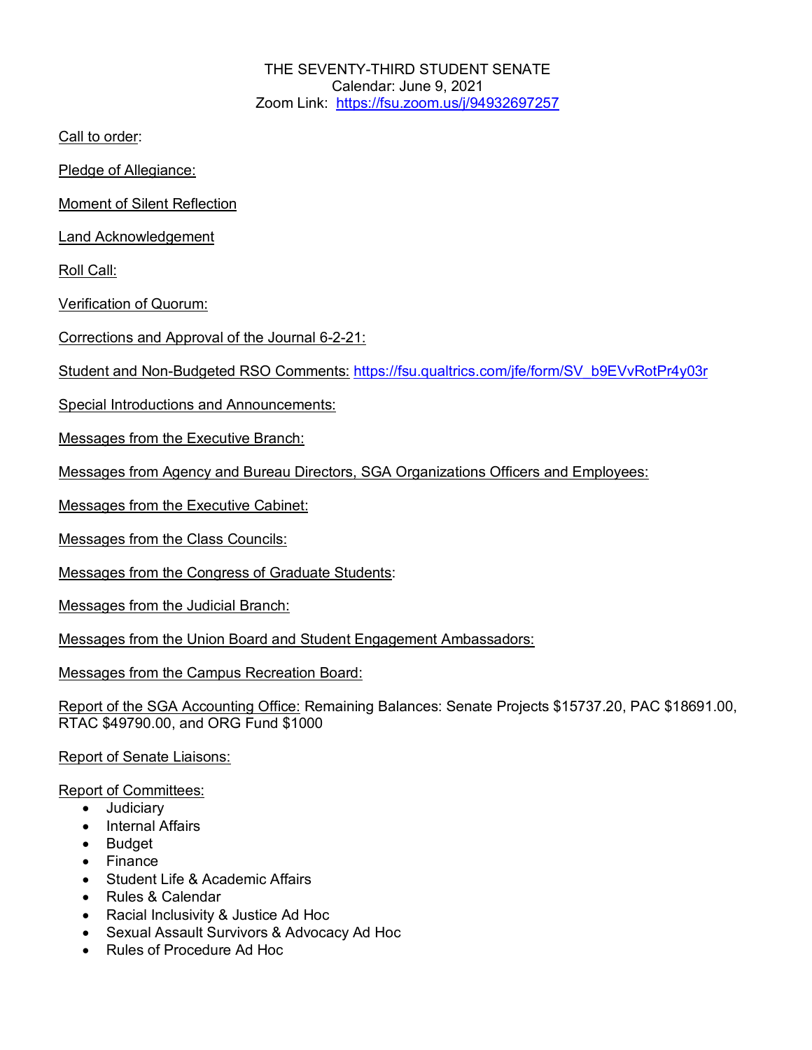THE SEVENTY-THIRD STUDENT SENATE
Calendar: June 9, 2021
Zoom Link: https://fsu.zoom.us/j/94932697257

Call to order:

Pledge of Allegiance:

Moment of Silent Reflection

Land Acknowledgement

Roll Call:

Verification of Quorum:

Corrections and Approval of the Journal 6-2-21:

Student and Non-Budgeted RSO Comments: https://fsu.qualtrics.com/jfe/form/SV_b9EVvRotPr4y03r

Special Introductions and Announcements:

Messages from the Executive Branch:

Messages from Agency and Bureau Directors, SGA Organizations Officers and Employees:

Messages from the Executive Cabinet:

Messages from the Class Councils:

Messages from the Congress of Graduate Students:

Messages from the Judicial Branch:

Messages from the Union Board and Student Engagement Ambassadors:

Messages from the Campus Recreation Board:

Report of the SGA Accounting Office: Remaining Balances: Senate Projects $15737.20, PAC $18691.00, RTAC $49790.00, and ORG Fund $1000

Report of Senate Liaisons:

Report of Committees:

- Judiciary
- Internal Affairs
- Budget
- Finance
- Student Life & Academic Affairs
- Rules & Calendar
- Racial Inclusivity & Justice Ad Hoc
- Sexual Assault Survivors & Advocacy Ad Hoc
- Rules of Procedure Ad Hoc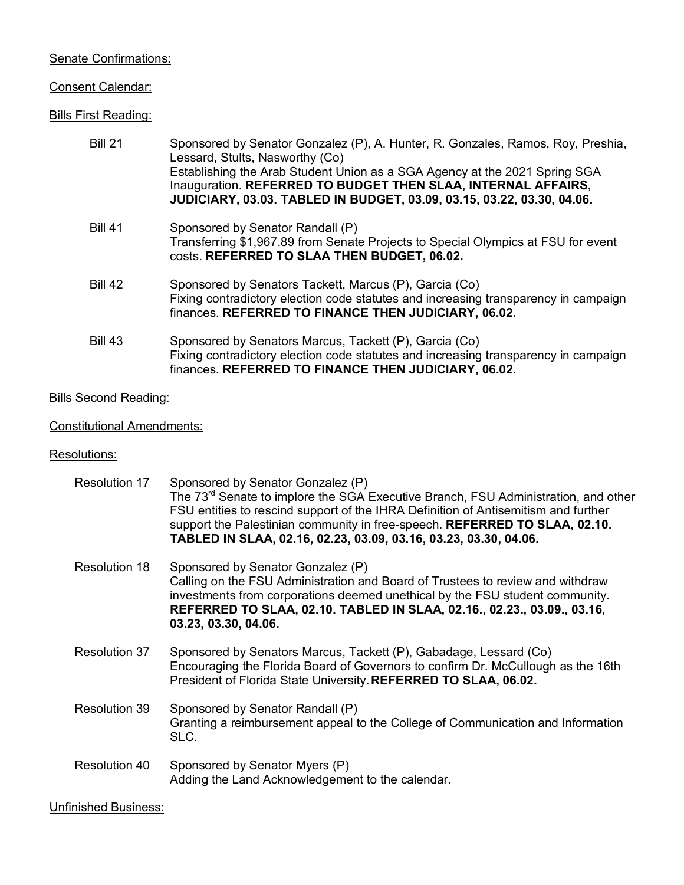<u>Senate Confirmations:</u>

<u>Consent Calendar:</u>

<u>Bills First Reading:</u>

Bill 21 — Sponsored by Senator Gonzalez (P), A. Hunter, R. Gonzales, Ramos, Roy, Preshia, Lessard, Stults, Nasworthy (Co)
Establishing the Arab Student Union as a SGA Agency at the 2021 Spring SGA Inauguration. **REFERRED TO BUDGET THEN SLAA, INTERNAL AFFAIRS, JUDICIARY, 03.03. TABLED IN BUDGET, 03.09, 03.15, 03.22, 03.30, 04.06.**

Bill 41 — Sponsored by Senator Randall (P)
Transferring $1,967.89 from Senate Projects to Special Olympics at FSU for event costs. **REFERRED TO SLAA THEN BUDGET, 06.02.**

Bill 42 — Sponsored by Senators Tackett, Marcus (P), Garcia (Co)
Fixing contradictory election code statutes and increasing transparency in campaign finances. **REFERRED TO FINANCE THEN JUDICIARY, 06.02.**

Bill 43 — Sponsored by Senators Marcus, Tackett (P), Garcia (Co)
Fixing contradictory election code statutes and increasing transparency in campaign finances. **REFERRED TO FINANCE THEN JUDICIARY, 06.02.**

<u>Bills Second Reading:</u>

<u>Constitutional Amendments:</u>

<u>Resolutions:</u>

Resolution 17 — Sponsored by Senator Gonzalez (P)
The 73rd Senate to implore the SGA Executive Branch, FSU Administration, and other FSU entities to rescind support of the IHRA Definition of Antisemitism and further support the Palestinian community in free-speech. **REFERRED TO SLAA, 02.10. TABLED IN SLAA, 02.16, 02.23, 03.09, 03.16, 03.23, 03.30, 04.06.**

Resolution 18 — Sponsored by Senator Gonzalez (P)
Calling on the FSU Administration and Board of Trustees to review and withdraw investments from corporations deemed unethical by the FSU student community. **REFERRED TO SLAA, 02.10. TABLED IN SLAA, 02.16., 02.23., 03.09., 03.16, 03.23, 03.30, 04.06.**

Resolution 37 — Sponsored by Senators Marcus, Tackett (P), Gabadage, Lessard (Co)
Encouraging the Florida Board of Governors to confirm Dr. McCullough as the 16th President of Florida State University. **REFERRED TO SLAA, 06.02.**

Resolution 39 — Sponsored by Senator Randall (P)
Granting a reimbursement appeal to the College of Communication and Information SLC.

Resolution 40 — Sponsored by Senator Myers (P)
Adding the Land Acknowledgement to the calendar.

<u>Unfinished Business:</u>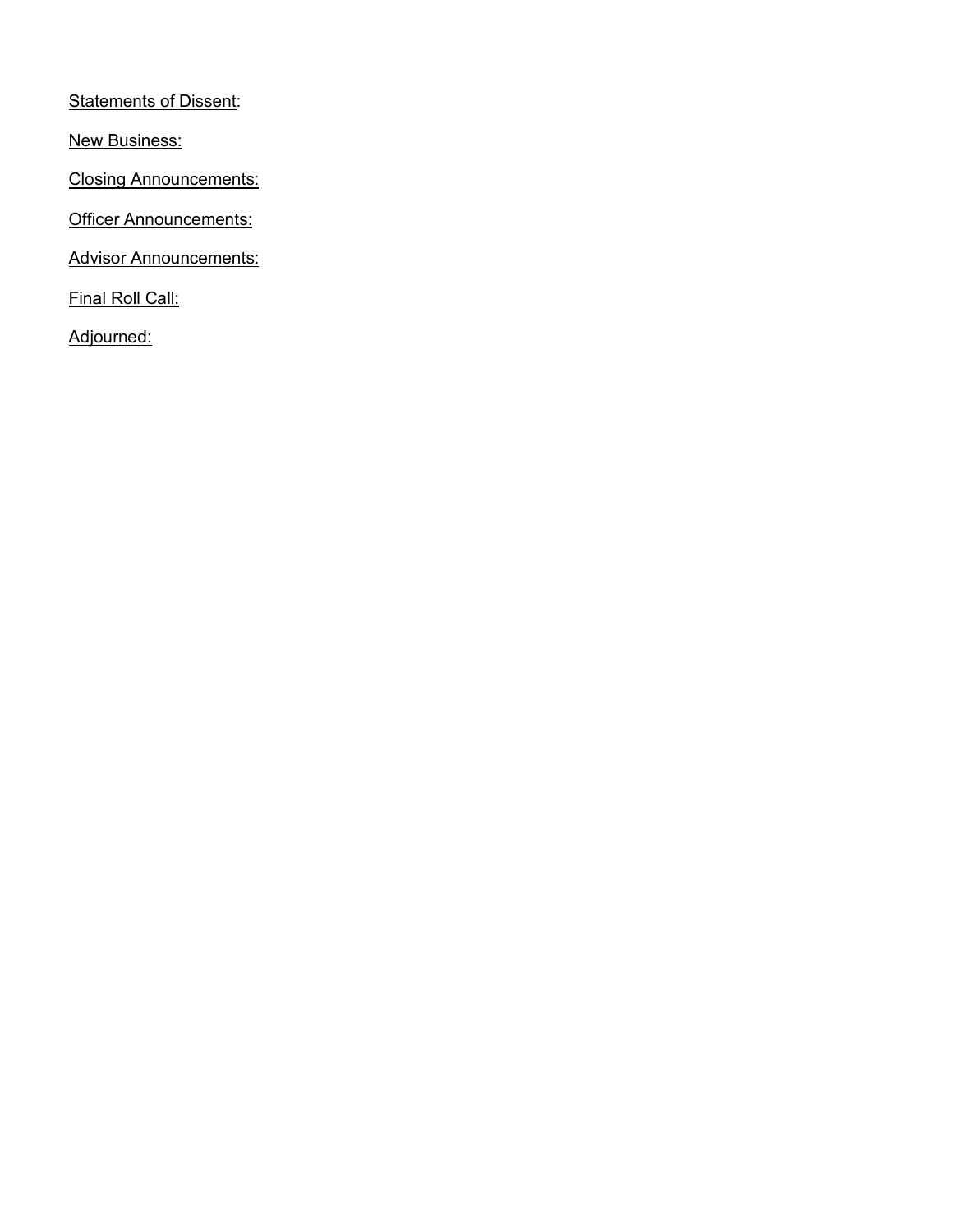<u>Statements of Dissent</u>:

<u>New Business:</u>

<u>Closing Announcements:</u>

<u>Officer Announcements:</u>

<u>Advisor Announcements:</u>

<u>Final Roll Call:</u>

<u>Adjourned:</u>